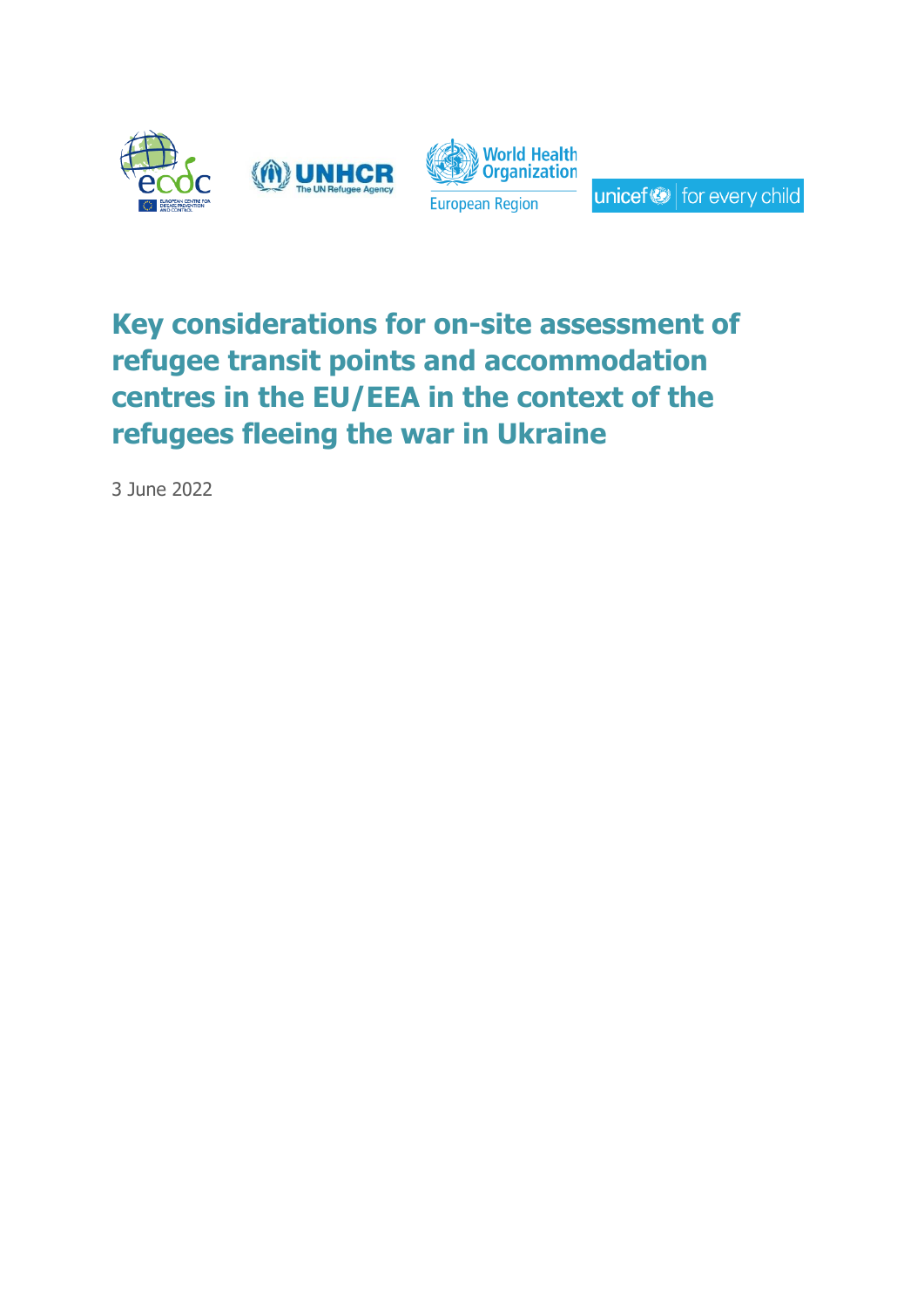# Key considerations for on-site assessment of refugee transit points and accommodation centres in the EU/EEA in the context of the refugees fleeing the war in Ukraine

3 June 2022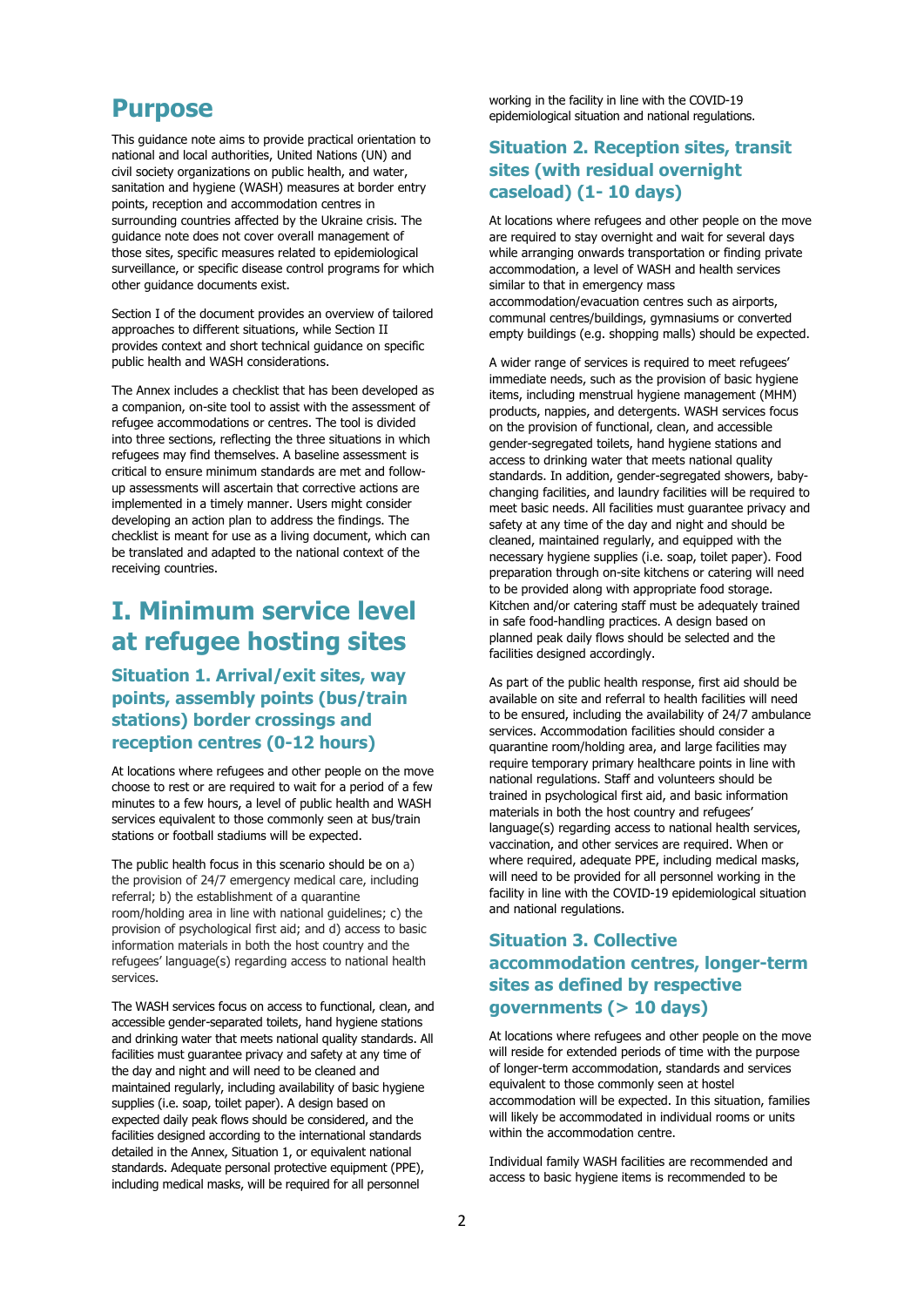# Purpose

This guidance note aims to provide practical orientation to national and local authorities, United Nations (UN) and civil society organizations on public health, and water, sanitation and hygiene (WASH) measures at border entry points, reception and accommodation centres in surrounding countries affected by the Ukraine crisis. The guidance note does not cover overall management of those sites, specific measures related to epidemiological surveillance, or specific disease control programs for which other guidance documents exist.

Section I of the document provides an overview of tailored approaches to different situations, while Section II provides context and short technical guidance on specific public health and WASH considerations.

The Annex includes a checklist that has been developed as a companion, on-site tool to assist with the assessment of refugee accommodations or centres. The tool is divided into three sections, reflecting the three situations in which refugees may find themselves. A baseline assessment is critical to ensure minimum standards are met and follow-up assessments will ascertain that corrective actions are implemented in a timely manner. Users might consider developing an action plan to address the findings. The checklist is meant for use as a living document, which can be translated and adapted to the national context of the receiving countries.

# I. Minimum service level at refugee hosting sites

## Situation 1. Arrival/exit sites, way points, assembly points (bus/train stations) border crossings and reception centres (0-12 hours)

At locations where refugees and other people on the move choose to rest or are required to wait for a period of a few minutes to a few hours, a level of public health and WASH services equivalent to those commonly seen at bus/train stations or football stadiums will be expected.

The public health focus in this scenario should be on a) the provision of 24/7 emergency medical care, including referral; b) the establishment of a quarantine room/holding area in line with national guidelines; c) the provision of psychological first aid; and d) access to basic information materials in both the host country and the refugees' language(s) regarding access to national health services.

The WASH services focus on access to functional, clean, and accessible gender-separated toilets, hand hygiene stations and drinking water that meets national quality standards. All facilities must guarantee privacy and safety at any time of the day and night and will need to be cleaned and maintained regularly, including availability of basic hygiene supplies (i.e. soap, toilet paper). A design based on expected daily peak flows should be considered, and the facilities designed according to the international standards detailed in the Annex, Situation 1, or equivalent national standards. Adequate personal protective equipment (PPE), including medical masks, will be required for all personnel working in the facility in line with the COVID-19 epidemiological situation and national regulations.

## Situation 2. Reception sites, transit sites (with residual overnight caseload) (1- 10 days)

At locations where refugees and other people on the move are required to stay overnight and wait for several days while arranging onwards transportation or finding private accommodation, a level of WASH and health services similar to that in emergency mass accommodation/evacuation centres such as airports, communal centres/buildings, gymnasiums or converted empty buildings (e.g. shopping malls) should be expected.

A wider range of services is required to meet refugees' immediate needs, such as the provision of basic hygiene items, including menstrual hygiene management (MHM) products, nappies, and detergents. WASH services focus on the provision of functional, clean, and accessible gender-segregated toilets, hand hygiene stations and access to drinking water that meets national quality standards. In addition, gender-segregated showers, baby-changing facilities, and laundry facilities will be required to meet basic needs. All facilities must guarantee privacy and safety at any time of the day and night and should be cleaned, maintained regularly, and equipped with the necessary hygiene supplies (i.e. soap, toilet paper). Food preparation through on-site kitchens or catering will need to be provided along with appropriate food storage. Kitchen and/or catering staff must be adequately trained in safe food-handling practices. A design based on planned peak daily flows should be selected and the facilities designed accordingly.

As part of the public health response, first aid should be available on site and referral to health facilities will need to be ensured, including the availability of 24/7 ambulance services. Accommodation facilities should consider a quarantine room/holding area, and large facilities may require temporary primary healthcare points in line with national regulations. Staff and volunteers should be trained in psychological first aid, and basic information materials in both the host country and refugees' language(s) regarding access to national health services, vaccination, and other services are required. When or where required, adequate PPE, including medical masks, will need to be provided for all personnel working in the facility in line with the COVID-19 epidemiological situation and national regulations.

## Situation 3. Collective accommodation centres, longer-term sites as defined by respective governments (> 10 days)

At locations where refugees and other people on the move will reside for extended periods of time with the purpose of longer-term accommodation, standards and services equivalent to those commonly seen at hostel accommodation will be expected. In this situation, families will likely be accommodated in individual rooms or units within the accommodation centre.

Individual family WASH facilities are recommended and access to basic hygiene items is recommended to be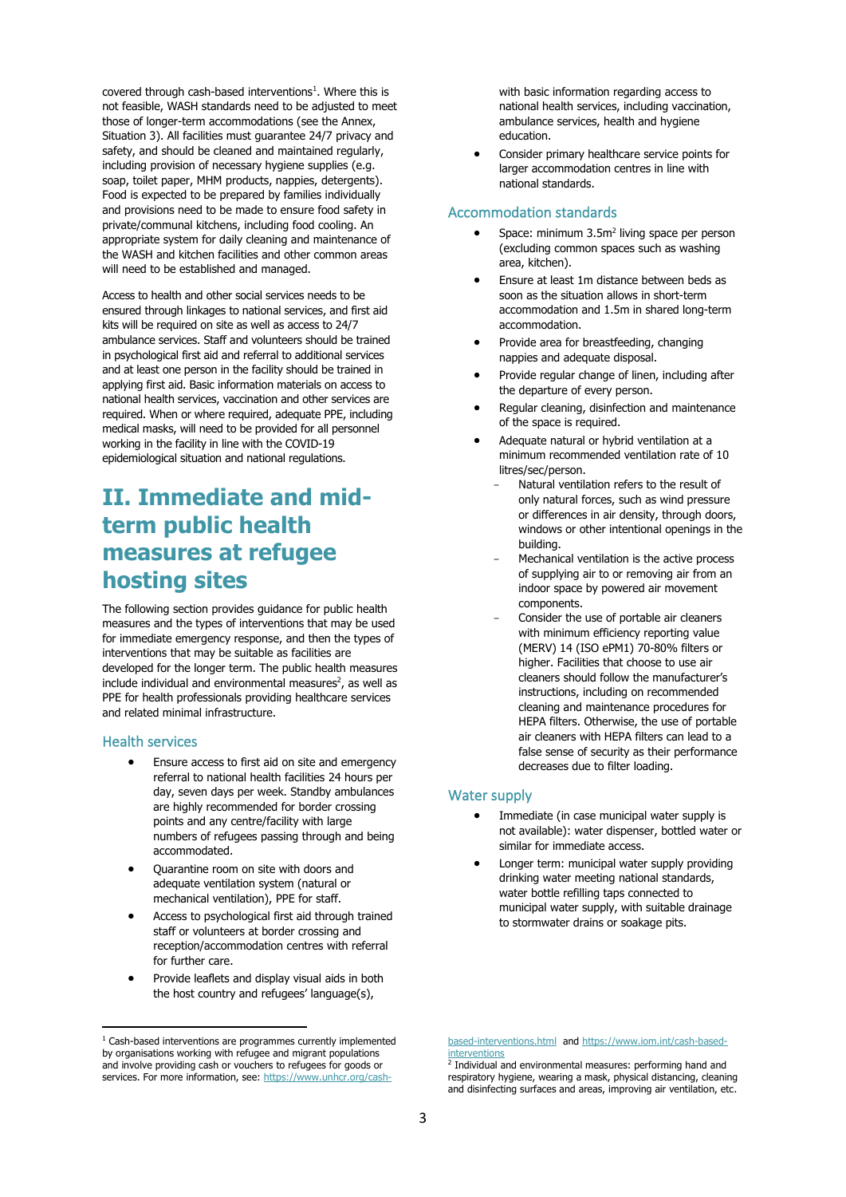covered through cash-based interventions[1]. Where this is not feasible, WASH standards need to be adjusted to meet those of longer-term accommodations (see the Annex, Situation 3). All facilities must guarantee 24/7 privacy and safety, and should be cleaned and maintained regularly, including provision of necessary hygiene supplies (e.g. soap, toilet paper, MHM products, nappies, detergents). Food is expected to be prepared by families individually and provisions need to be made to ensure food safety in private/communal kitchens, including food cooling. An appropriate system for daily cleaning and maintenance of the WASH and kitchen facilities and other common areas will need to be established and managed.

Access to health and other social services needs to be ensured through linkages to national services, and first aid kits will be required on site as well as access to 24/7 ambulance services. Staff and volunteers should be trained in psychological first aid and referral to additional services and at least one person in the facility should be trained in applying first aid. Basic information materials on access to national health services, vaccination and other services are required. When or where required, adequate PPE, including medical masks, will need to be provided for all personnel working in the facility in line with the COVID-19 epidemiological situation and national regulations.

# II. Immediate and mid-term public health measures at refugee hosting sites

The following section provides guidance for public health measures and the types of interventions that may be used for immediate emergency response, and then the types of interventions that may be suitable as facilities are developed for the longer term. The public health measures include individual and environmental measures[2], as well as PPE for health professionals providing healthcare services and related minimal infrastructure.

## Health services

- Ensure access to first aid on site and emergency referral to national health facilities 24 hours per day, seven days per week. Standby ambulances are highly recommended for border crossing points and any centre/facility with large numbers of refugees passing through and being accommodated.
- Quarantine room on site with doors and adequate ventilation system (natural or mechanical ventilation), PPE for staff.
- Access to psychological first aid through trained staff or volunteers at border crossing and reception/accommodation centres with referral for further care.
- Provide leaflets and display visual aids in both the host country and refugees' language(s), with basic information regarding access to national health services, including vaccination, ambulance services, health and hygiene education.
- Consider primary healthcare service points for larger accommodation centres in line with national standards.

## Accommodation standards

- Space: minimum 3.5m$^2$ living space per person (excluding common spaces such as washing area, kitchen).
- Ensure at least 1m distance between beds as soon as the situation allows in short-term accommodation and 1.5m in shared long-term accommodation.
- Provide area for breastfeeding, changing nappies and adequate disposal.
- Provide regular change of linen, including after the departure of every person.
- Regular cleaning, disinfection and maintenance of the space is required.
- Adequate natural or hybrid ventilation at a minimum recommended ventilation rate of 10 litres/sec/person.
  - Natural ventilation refers to the result of only natural forces, such as wind pressure or differences in air density, through doors, windows or other intentional openings in the building.
  - Mechanical ventilation is the active process of supplying air to or removing air from an indoor space by powered air movement components.
  - Consider the use of portable air cleaners with minimum efficiency reporting value (MERV) 14 (ISO ePM1) 70-80% filters or higher. Facilities that choose to use air cleaners should follow the manufacturer's instructions, including on recommended cleaning and maintenance procedures for HEPA filters. Otherwise, the use of portable air cleaners with HEPA filters can lead to a false sense of security as their performance decreases due to filter loading.

## Water supply

- Immediate (in case municipal water supply is not available): water dispenser, bottled water or similar for immediate access.
- Longer term: municipal water supply providing drinking water meeting national standards, water bottle refilling taps connected to municipal water supply, with suitable drainage to stormwater drains or soakage pits.

---

[1] Cash-based interventions are programmes currently implemented by organisations working with refugee and migrant populations and involve providing cash or vouchers to refugees for goods or services. For more information, see: https://www.unhcr.org/cash-based-interventions.html and https://www.iom.int/cash-based-interventions

[2] Individual and environmental measures: performing hand and respiratory hygiene, wearing a mask, physical distancing, cleaning and disinfecting surfaces and areas, improving air ventilation, etc.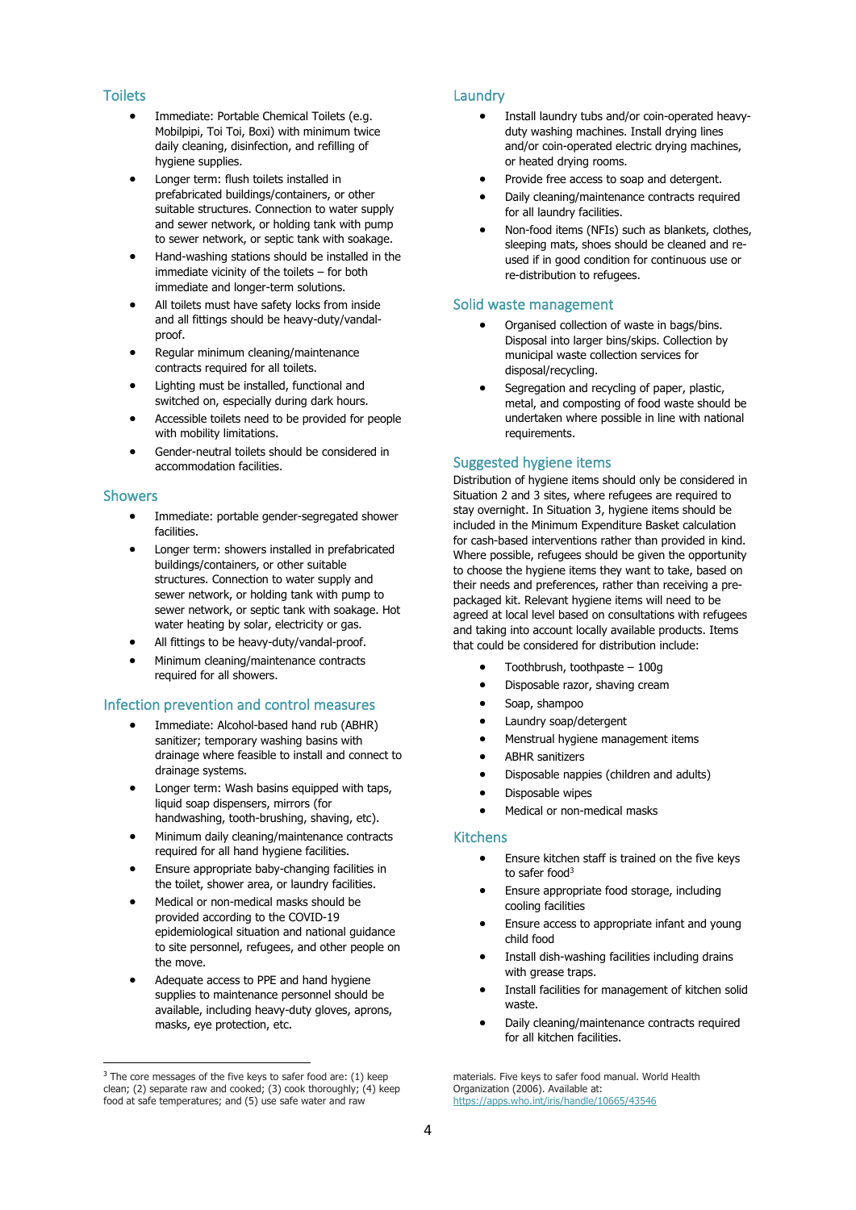## Toilets

- Immediate: Portable Chemical Toilets (e.g. Mobilpipi, Toi Toi, Boxi) with minimum twice daily cleaning, disinfection, and refilling of hygiene supplies.
- Longer term: flush toilets installed in prefabricated buildings/containers, or other suitable structures. Connection to water supply and sewer network, or holding tank with pump to sewer network, or septic tank with soakage.
- Hand-washing stations should be installed in the immediate vicinity of the toilets – for both immediate and longer-term solutions.
- All toilets must have safety locks from inside and all fittings should be heavy-duty/vandal-proof.
- Regular minimum cleaning/maintenance contracts required for all toilets.
- Lighting must be installed, functional and switched on, especially during dark hours.
- Accessible toilets need to be provided for people with mobility limitations.
- Gender-neutral toilets should be considered in accommodation facilities.

## Showers

- Immediate: portable gender-segregated shower facilities.
- Longer term: showers installed in prefabricated buildings/containers, or other suitable structures. Connection to water supply and sewer network, or holding tank with pump to sewer network, or septic tank with soakage. Hot water heating by solar, electricity or gas.
- All fittings to be heavy-duty/vandal-proof.
- Minimum cleaning/maintenance contracts required for all showers.

## Infection prevention and control measures

- Immediate: Alcohol-based hand rub (ABHR) sanitizer; temporary washing basins with drainage where feasible to install and connect to drainage systems.
- Longer term: Wash basins equipped with taps, liquid soap dispensers, mirrors (for handwashing, tooth-brushing, shaving, etc).
- Minimum daily cleaning/maintenance contracts required for all hand hygiene facilities.
- Ensure appropriate baby-changing facilities in the toilet, shower area, or laundry facilities.
- Medical or non-medical masks should be provided according to the COVID-19 epidemiological situation and national guidance to site personnel, refugees, and other people on the move.
- Adequate access to PPE and hand hygiene supplies to maintenance personnel should be available, including heavy-duty gloves, aprons, masks, eye protection, etc.

## Laundry

- Install laundry tubs and/or coin-operated heavy-duty washing machines. Install drying lines and/or coin-operated electric drying machines, or heated drying rooms.
- Provide free access to soap and detergent.
- Daily cleaning/maintenance contracts required for all laundry facilities.
- Non-food items (NFIs) such as blankets, clothes, sleeping mats, shoes should be cleaned and re-used if in good condition for continuous use or re-distribution to refugees.

## Solid waste management

- Organised collection of waste in bags/bins. Disposal into larger bins/skips. Collection by municipal waste collection services for disposal/recycling.
- Segregation and recycling of paper, plastic, metal, and composting of food waste should be undertaken where possible in line with national requirements.

## Suggested hygiene items

Distribution of hygiene items should only be considered in Situation 2 and 3 sites, where refugees are required to stay overnight. In Situation 3, hygiene items should be included in the Minimum Expenditure Basket calculation for cash-based interventions rather than provided in kind. Where possible, refugees should be given the opportunity to choose the hygiene items they want to take, based on their needs and preferences, rather than receiving a pre-packaged kit. Relevant hygiene items will need to be agreed at local level based on consultations with refugees and taking into account locally available products. Items that could be considered for distribution include:

- Toothbrush, toothpaste – 100g
- Disposable razor, shaving cream
- Soap, shampoo
- Laundry soap/detergent
- Menstrual hygiene management items
- ABHR sanitizers
- Disposable nappies (children and adults)
- Disposable wipes
- Medical or non-medical masks

## Kitchens

- Ensure kitchen staff is trained on the five keys to safer food[3]
- Ensure appropriate food storage, including cooling facilities
- Ensure access to appropriate infant and young child food
- Install dish-washing facilities including drains with grease traps.
- Install facilities for management of kitchen solid waste.
- Daily cleaning/maintenance contracts required for all kitchen facilities.

---

[3] The core messages of the five keys to safer food are: (1) keep clean; (2) separate raw and cooked; (3) cook thoroughly; (4) keep food at safe temperatures; and (5) use safe water and raw materials. Five keys to safer food manual. World Health Organization (2006). Available at: https://apps.who.int/iris/handle/10665/43546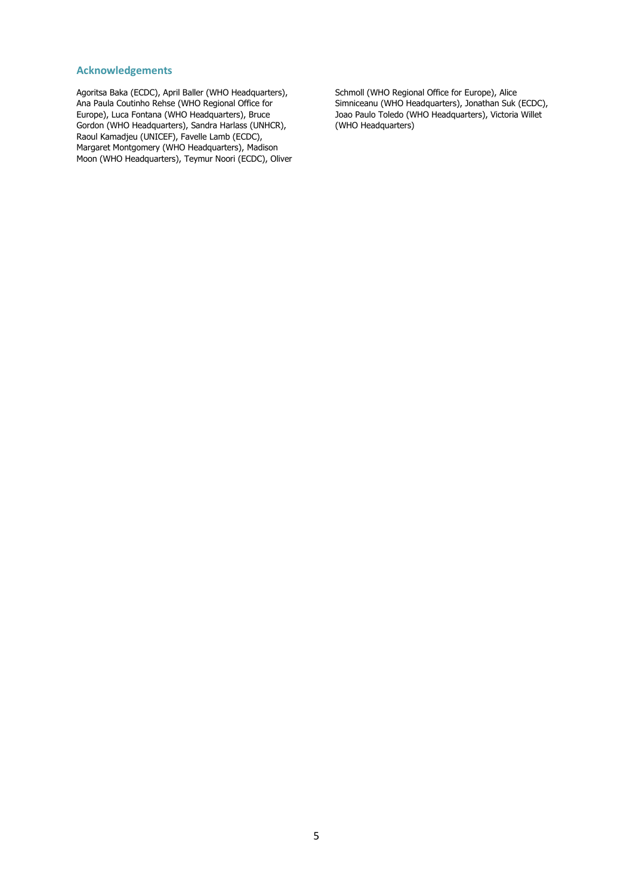## Acknowledgements

Agoritsa Baka (ECDC), April Baller (WHO Headquarters), Ana Paula Coutinho Rehse (WHO Regional Office for Europe), Luca Fontana (WHO Headquarters), Bruce Gordon (WHO Headquarters), Sandra Harlass (UNHCR), Raoul Kamadjeu (UNICEF), Favelle Lamb (ECDC), Margaret Montgomery (WHO Headquarters), Madison Moon (WHO Headquarters), Teymur Noori (ECDC), Oliver Schmoll (WHO Regional Office for Europe), Alice Simniceanu (WHO Headquarters), Jonathan Suk (ECDC), Joao Paulo Toledo (WHO Headquarters), Victoria Willet (WHO Headquarters)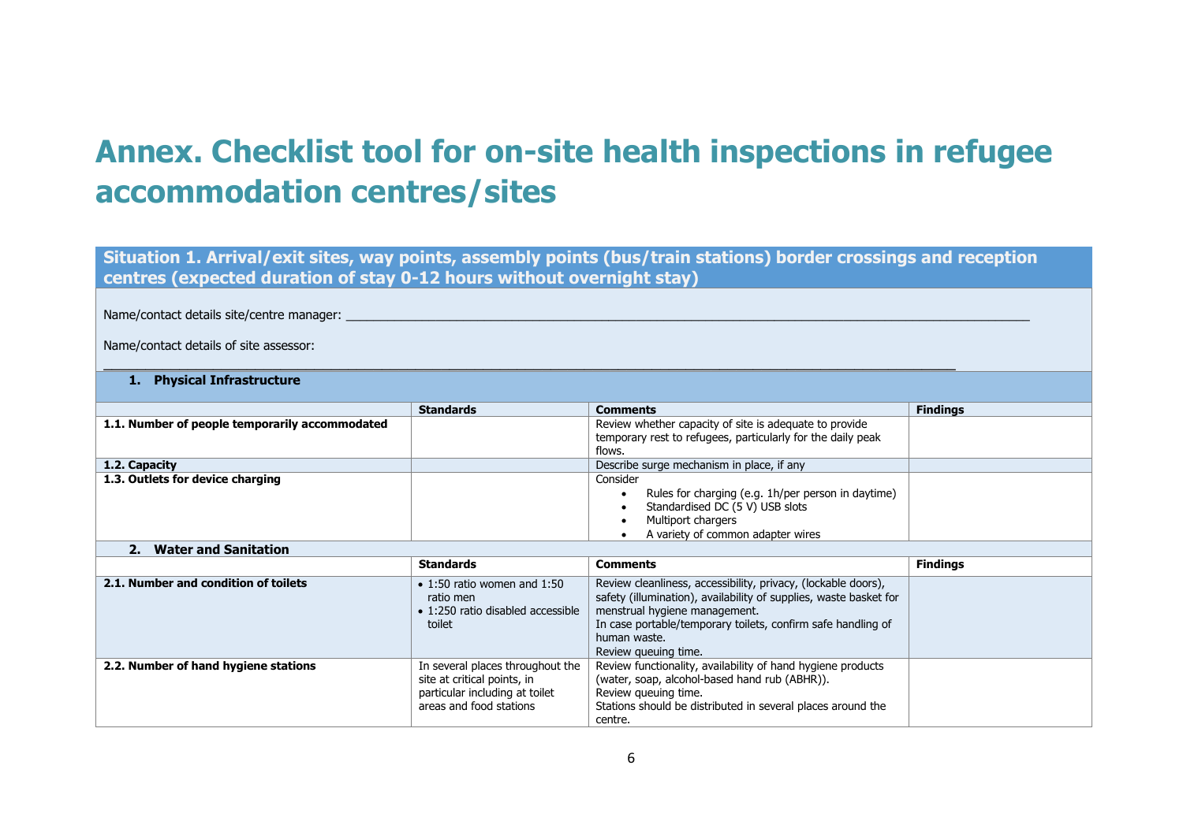# Annex. Checklist tool for on-site health inspections in refugee accommodation centres/sites

## Situation 1. Arrival/exit sites, way points, assembly points (bus/train stations) border crossings and reception centres (expected duration of stay 0-12 hours without overnight stay)

Name/contact details site/centre manager: ______________________________________________

Name/contact details of site assessor: ______________________________________________

### 1. Physical Infrastructure

| | Standards | Comments | Findings |
|---|---|---|---|
| **1.1. Number of people temporarily accommodated** | | Review whether capacity of site is adequate to provide temporary rest to refugees, particularly for the daily peak flows. | |
| **1.2. Capacity** | | Describe surge mechanism in place, if any | |
| **1.3. Outlets for device charging** | | Consider<br>• Rules for charging (e.g. 1h/per person in daytime)<br>• Standardised DC (5 V) USB slots<br>• Multiport chargers<br>• A variety of common adapter wires | |

### 2. Water and Sanitation

| | Standards | Comments | Findings |
|---|---|---|---|
| **2.1. Number and condition of toilets** | • 1:50 ratio women and 1:50 ratio men<br>• 1:250 ratio disabled accessible toilet | Review cleanliness, accessibility, privacy, (lockable doors), safety (illumination), availability of supplies, waste basket for menstrual hygiene management.<br>In case portable/temporary toilets, confirm safe handling of human waste.<br>Review queuing time. | |
| **2.2. Number of hand hygiene stations** | In several places throughout the site at critical points, in particular including at toilet areas and food stations | Review functionality, availability of hand hygiene products (water, soap, alcohol-based hand rub (ABHR)).<br>Review queuing time.<br>Stations should be distributed in several places around the centre. | |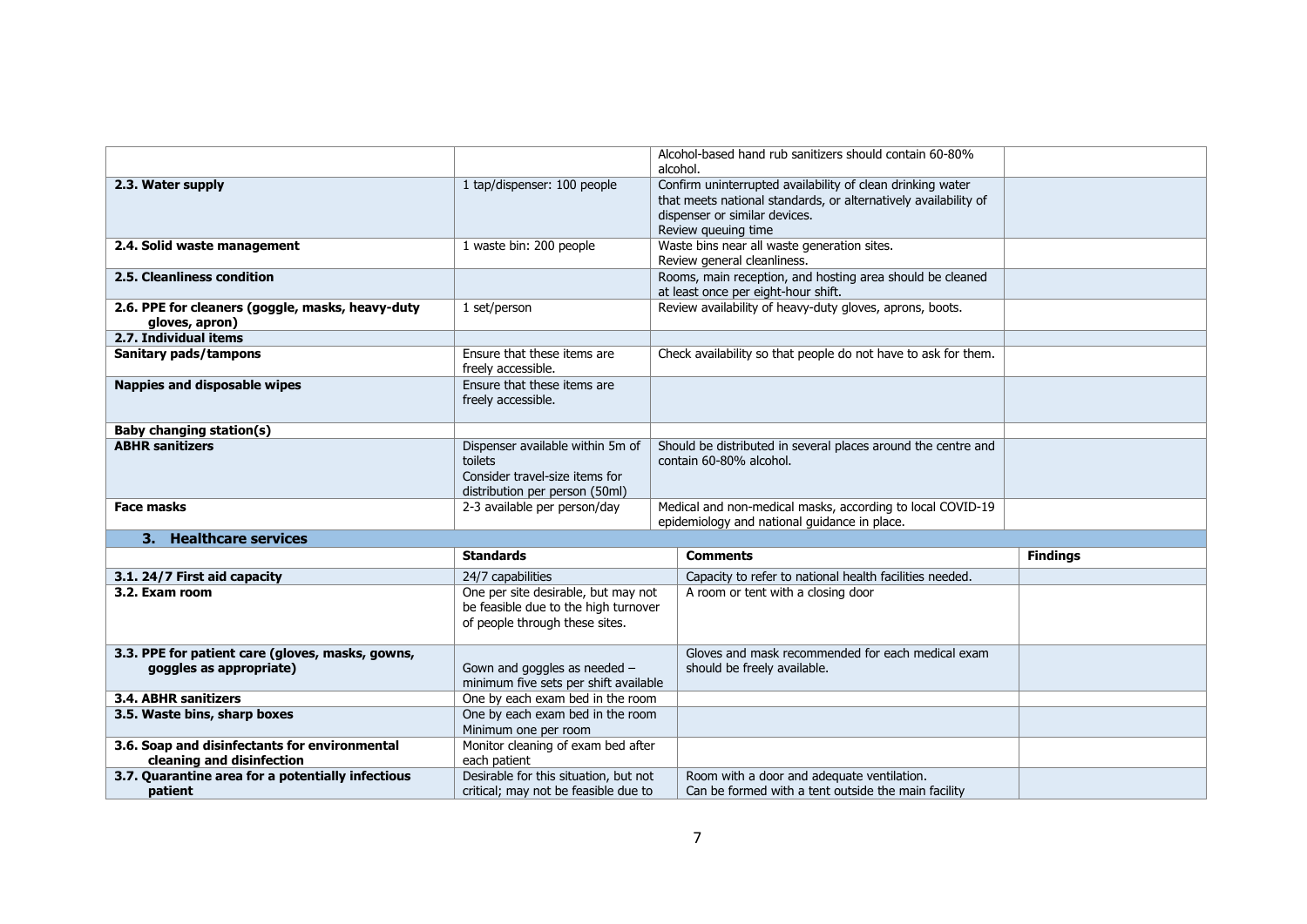| | | | |
|---|---|---|---|
| | | Alcohol-based hand rub sanitizers should contain 60-80% alcohol. | |
| **2.3. Water supply** | 1 tap/dispenser: 100 people | Confirm uninterrupted availability of clean drinking water that meets national standards, or alternatively availability of dispenser or similar devices.<br>Review queuing time | |
| **2.4. Solid waste management** | 1 waste bin: 200 people | Waste bins near all waste generation sites.<br>Review general cleanliness. | |
| **2.5. Cleanliness condition** | | Rooms, main reception, and hosting area should be cleaned at least once per eight-hour shift. | |
| **2.6. PPE for cleaners (goggle, masks, heavy-duty gloves, apron)** | 1 set/person | Review availability of heavy-duty gloves, aprons, boots. | |
| **2.7. Individual items** | | | |
| **Sanitary pads/tampons** | Ensure that these items are freely accessible. | Check availability so that people do not have to ask for them. | |
| **Nappies and disposable wipes** | Ensure that these items are freely accessible. | | |
| **Baby changing station(s)** | | | |
| **ABHR sanitizers** | Dispenser available within 5m of toilets<br>Consider travel-size items for distribution per person (50ml) | Should be distributed in several places around the centre and contain 60-80% alcohol. | |
| **Face masks** | 2-3 available per person/day | Medical and non-medical masks, according to local COVID-19 epidemiology and national guidance in place. | |
| **3. Healthcare services** | | | |
| | **Standards** | **Comments** | **Findings** |
| **3.1. 24/7 First aid capacity** | 24/7 capabilities | Capacity to refer to national health facilities needed. | |
| **3.2. Exam room** | One per site desirable, but may not be feasible due to the high turnover of people through these sites. | A room or tent with a closing door | |
| **3.3. PPE for patient care (gloves, masks, gowns, goggles as appropriate)** | Gown and goggles as needed – minimum five sets per shift available | Gloves and mask recommended for each medical exam should be freely available. | |
| **3.4. ABHR sanitizers** | One by each exam bed in the room | | |
| **3.5. Waste bins, sharp boxes** | One by each exam bed in the room<br>Minimum one per room | | |
| **3.6. Soap and disinfectants for environmental cleaning and disinfection** | Monitor cleaning of exam bed after each patient | | |
| **3.7. Quarantine area for a potentially infectious patient** | Desirable for this situation, but not critical; may not be feasible due to | Room with a door and adequate ventilation.<br>Can be formed with a tent outside the main facility | |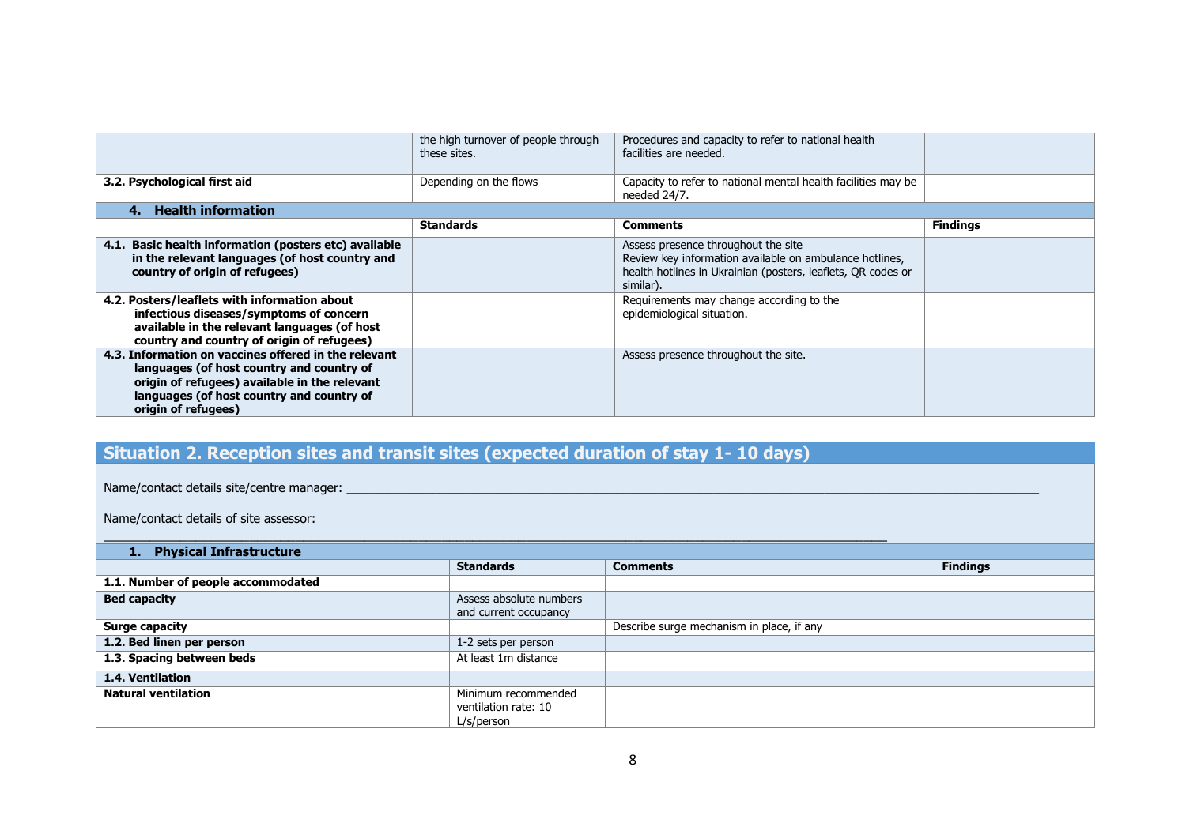|  | the high turnover of people through these sites. | Procedures and capacity to refer to national health facilities are needed. |  |
|---|---|---|---|
| **3.2. Psychological first aid** | Depending on the flows | Capacity to refer to national mental health facilities may be needed 24/7. |  |
| **4. Health information** |  |  |  |
|  | **Standards** | **Comments** | **Findings** |
| **4.1. Basic health information (posters etc) available in the relevant languages (of host country and country of origin of refugees)** |  | Assess presence throughout the site<br>Review key information available on ambulance hotlines, health hotlines in Ukrainian (posters, leaflets, QR codes or similar). |  |
| **4.2. Posters/leaflets with information about infectious diseases/symptoms of concern available in the relevant languages (of host country and country of origin of refugees)** |  | Requirements may change according to the epidemiological situation. |  |
| **4.3. Information on vaccines offered in the relevant languages (of host country and country of origin of refugees) available in the relevant languages (of host country and country of origin of refugees)** |  | Assess presence throughout the site. |  |

## Situation 2. Reception sites and transit sites (expected duration of stay 1- 10 days)

Name/contact details site/centre manager: ____________________________________________

Name/contact details of site assessor: ____________________________________________

| **1. Physical Infrastructure** |  |  |  |
|---|---|---|---|
|  | **Standards** | **Comments** | **Findings** |
| **1.1. Number of people accommodated** |  |  |  |
| **Bed capacity** | Assess absolute numbers and current occupancy |  |  |
| **Surge capacity** |  | Describe surge mechanism in place, if any |  |
| **1.2. Bed linen per person** | 1-2 sets per person |  |  |
| **1.3. Spacing between beds** | At least 1m distance |  |  |
| **1.4. Ventilation** |  |  |  |
| **Natural ventilation** | Minimum recommended ventilation rate: 10 L/s/person |  |  |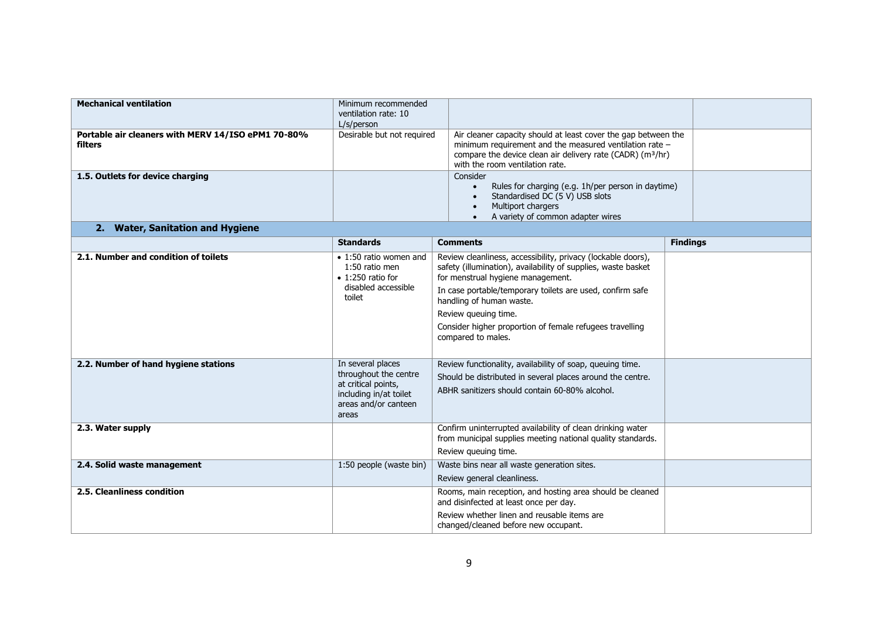| | | | |
|---|---|---|---|
| **Mechanical ventilation** | Minimum recommended ventilation rate: 10 L/s/person | | |
| **Portable air cleaners with MERV 14/ISO ePM1 70-80% filters** | Desirable but not required | Air cleaner capacity should at least cover the gap between the minimum requirement and the measured ventilation rate – compare the device clean air delivery rate (CADR) ($m^3$/hr) with the room ventilation rate. | |
| **1.5. Outlets for device charging** | | Consider<br>• Rules for charging (e.g. 1h/per person in daytime)<br>• Standardised DC (5 V) USB slots<br>• Multiport chargers<br>• A variety of common adapter wires | |

## 2. Water, Sanitation and Hygiene

| | Standards | Comments | Findings |
|---|---|---|---|
| **2.1. Number and condition of toilets** | • 1:50 ratio women and 1:50 ratio men<br>• 1:250 ratio for disabled accessible toilet | Review cleanliness, accessibility, privacy (lockable doors), safety (illumination), availability of supplies, waste basket for menstrual hygiene management.<br>In case portable/temporary toilets are used, confirm safe handling of human waste.<br>Review queuing time.<br>Consider higher proportion of female refugees travelling compared to males. | |
| **2.2. Number of hand hygiene stations** | In several places throughout the centre at critical points, including in/at toilet areas and/or canteen areas | Review functionality, availability of soap, queuing time.<br>Should be distributed in several places around the centre.<br>ABHR sanitizers should contain 60-80% alcohol. | |
| **2.3. Water supply** | | Confirm uninterrupted availability of clean drinking water from municipal supplies meeting national quality standards.<br>Review queuing time. | |
| **2.4. Solid waste management** | 1:50 people (waste bin) | Waste bins near all waste generation sites.<br>Review general cleanliness. | |
| **2.5. Cleanliness condition** | | Rooms, main reception, and hosting area should be cleaned and disinfected at least once per day.<br>Review whether linen and reusable items are changed/cleaned before new occupant. | |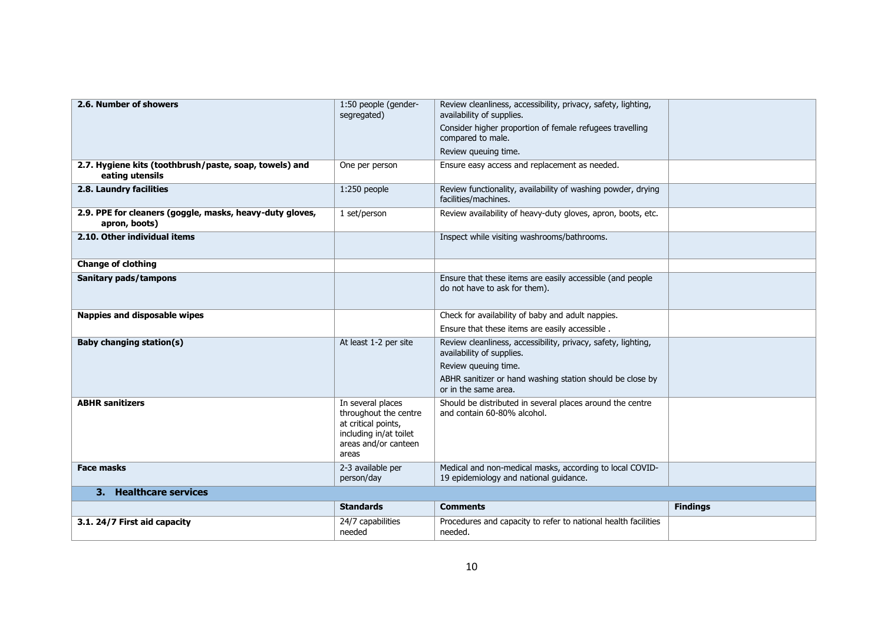| | | | |
|---|---|---|---|
| **2.6. Number of showers** | 1:50 people (gender-segregated) | Review cleanliness, accessibility, privacy, safety, lighting, availability of supplies.<br>Consider higher proportion of female refugees travelling compared to male.<br>Review queuing time. | |
| **2.7. Hygiene kits (toothbrush/paste, soap, towels) and eating utensils** | One per person | Ensure easy access and replacement as needed. | |
| **2.8. Laundry facilities** | 1:250 people | Review functionality, availability of washing powder, drying facilities/machines. | |
| **2.9. PPE for cleaners (goggle, masks, heavy-duty gloves, apron, boots)** | 1 set/person | Review availability of heavy-duty gloves, apron, boots, etc. | |
| **2.10. Other individual items** | | Inspect while visiting washrooms/bathrooms. | |
| **Change of clothing** | | | |
| **Sanitary pads/tampons** | | Ensure that these items are easily accessible (and people do not have to ask for them). | |
| **Nappies and disposable wipes** | | Check for availability of baby and adult nappies.<br>Ensure that these items are easily accessible . | |
| **Baby changing station(s)** | At least 1-2 per site | Review cleanliness, accessibility, privacy, safety, lighting, availability of supplies.<br>Review queuing time.<br>ABHR sanitizer or hand washing station should be close by or in the same area. | |
| **ABHR sanitizers** | In several places throughout the centre at critical points, including in/at toilet areas and/or canteen areas | Should be distributed in several places around the centre and contain 60-80% alcohol. | |
| **Face masks** | 2-3 available per person/day | Medical and non-medical masks, according to local COVID-19 epidemiology and national guidance. | |
| **3. Healthcare services** | | | |
| | **Standards** | **Comments** | **Findings** |
| **3.1. 24/7 First aid capacity** | 24/7 capabilities needed | Procedures and capacity to refer to national health facilities needed. | |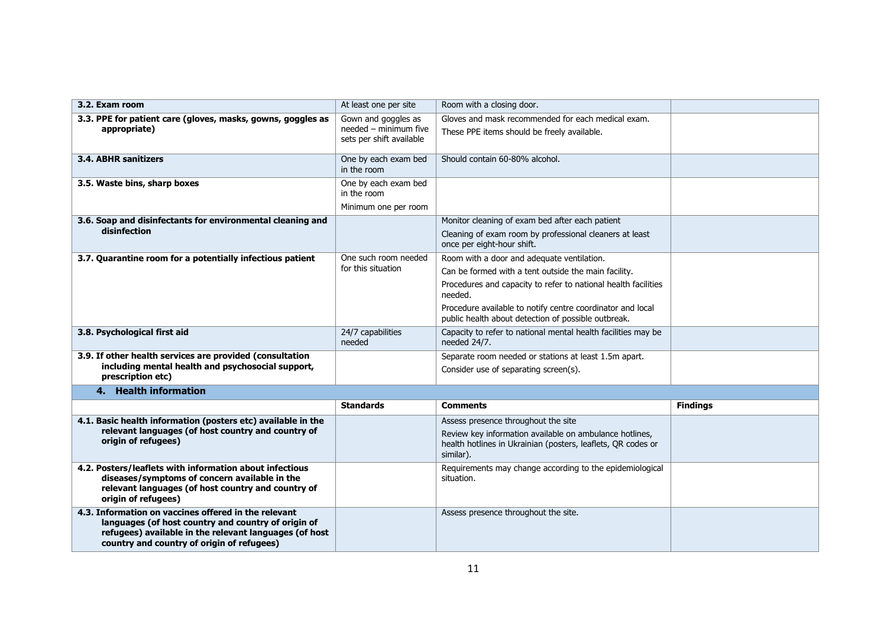| | | | |
|---|---|---|---|
| **3.2. Exam room** | At least one per site | Room with a closing door. | |
| **3.3. PPE for patient care (gloves, masks, gowns, goggles as appropriate)** | Gown and goggles as needed – minimum five sets per shift available | Gloves and mask recommended for each medical exam.<br>These PPE items should be freely available. | |
| **3.4. ABHR sanitizers** | One by each exam bed in the room | Should contain 60-80% alcohol. | |
| **3.5. Waste bins, sharp boxes** | One by each exam bed in the room<br>Minimum one per room | | |
| **3.6. Soap and disinfectants for environmental cleaning and disinfection** | | Monitor cleaning of exam bed after each patient<br>Cleaning of exam room by professional cleaners at least once per eight-hour shift. | |
| **3.7. Quarantine room for a potentially infectious patient** | One such room needed for this situation | Room with a door and adequate ventilation.<br>Can be formed with a tent outside the main facility.<br>Procedures and capacity to refer to national health facilities needed.<br>Procedure available to notify centre coordinator and local public health about detection of possible outbreak. | |
| **3.8. Psychological first aid** | 24/7 capabilities needed | Capacity to refer to national mental health facilities may be needed 24/7. | |
| **3.9. If other health services are provided (consultation including mental health and psychosocial support, prescription etc)** | | Separate room needed or stations at least 1.5m apart.<br>Consider use of separating screen(s). | |
| **4. Health information** | | | |
| | **Standards** | **Comments** | **Findings** |
| **4.1. Basic health information (posters etc) available in the relevant languages (of host country and country of origin of refugees)** | | Assess presence throughout the site<br>Review key information available on ambulance hotlines, health hotlines in Ukrainian (posters, leaflets, QR codes or similar). | |
| **4.2. Posters/leaflets with information about infectious diseases/symptoms of concern available in the relevant languages (of host country and country of origin of refugees)** | | Requirements may change according to the epidemiological situation. | |
| **4.3. Information on vaccines offered in the relevant languages (of host country and country of origin of refugees) available in the relevant languages (of host country and country of origin of refugees)** | | Assess presence throughout the site. | |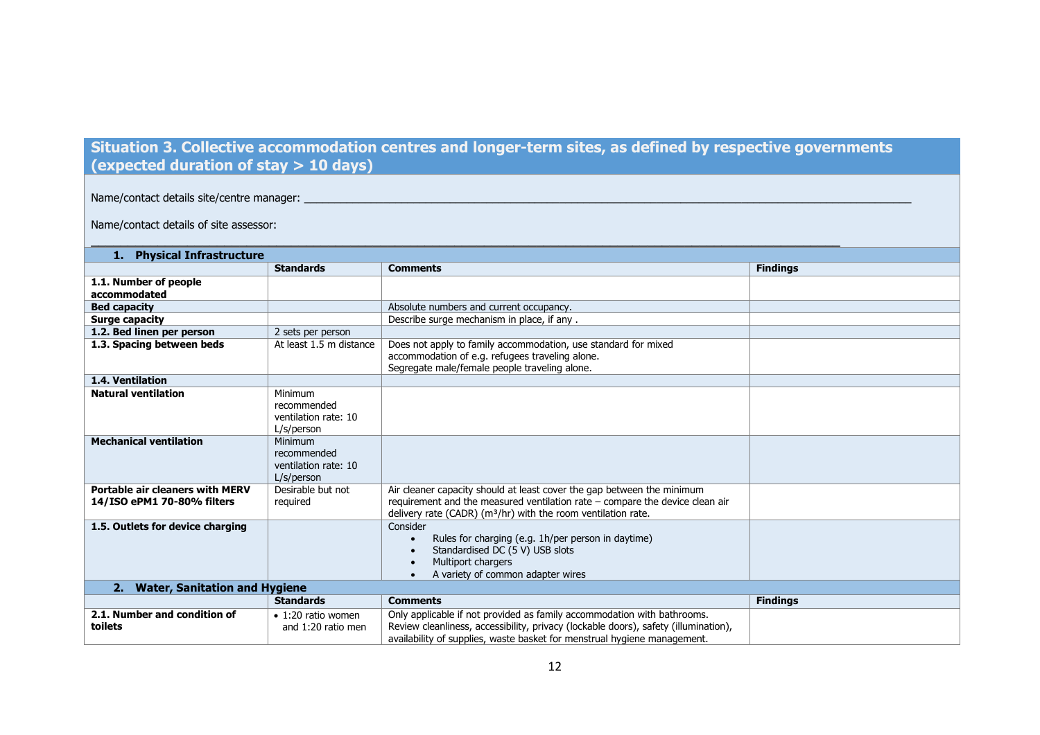## Situation 3. Collective accommodation centres and longer-term sites, as defined by respective governments (expected duration of stay > 10 days)

Name/contact details site/centre manager: ______________________________________________

Name/contact details of site assessor: ______________________________________________

| 1. Physical Infrastructure | | | |
|---|---|---|---|
| | **Standards** | **Comments** | **Findings** |
| **1.1. Number of people accommodated** | | | |
| **Bed capacity** | | Absolute numbers and current occupancy. | |
| **Surge capacity** | | Describe surge mechanism in place, if any . | |
| **1.2. Bed linen per person** | 2 sets per person | | |
| **1.3. Spacing between beds** | At least 1.5 m distance | Does not apply to family accommodation, use standard for mixed accommodation of e.g. refugees traveling alone.<br>Segregate male/female people traveling alone. | |
| **1.4. Ventilation** | | | |
| **Natural ventilation** | Minimum recommended ventilation rate: 10 L/s/person | | |
| **Mechanical ventilation** | Minimum recommended ventilation rate: 10 L/s/person | | |
| **Portable air cleaners with MERV 14/ISO ePM1 70-80% filters** | Desirable but not required | Air cleaner capacity should at least cover the gap between the minimum requirement and the measured ventilation rate – compare the device clean air delivery rate (CADR) ($m^3$/hr) with the room ventilation rate. | |
| **1.5. Outlets for device charging** | | Consider<br>• Rules for charging (e.g. 1h/per person in daytime)<br>• Standardised DC (5 V) USB slots<br>• Multiport chargers<br>• A variety of common adapter wires | |

| 2. Water, Sanitation and Hygiene | | | |
|---|---|---|---|
| | **Standards** | **Comments** | **Findings** |
| **2.1. Number and condition of toilets** | • 1:20 ratio women and 1:20 ratio men | Only applicable if not provided as family accommodation with bathrooms.<br>Review cleanliness, accessibility, privacy (lockable doors), safety (illumination), availability of supplies, waste basket for menstrual hygiene management. | |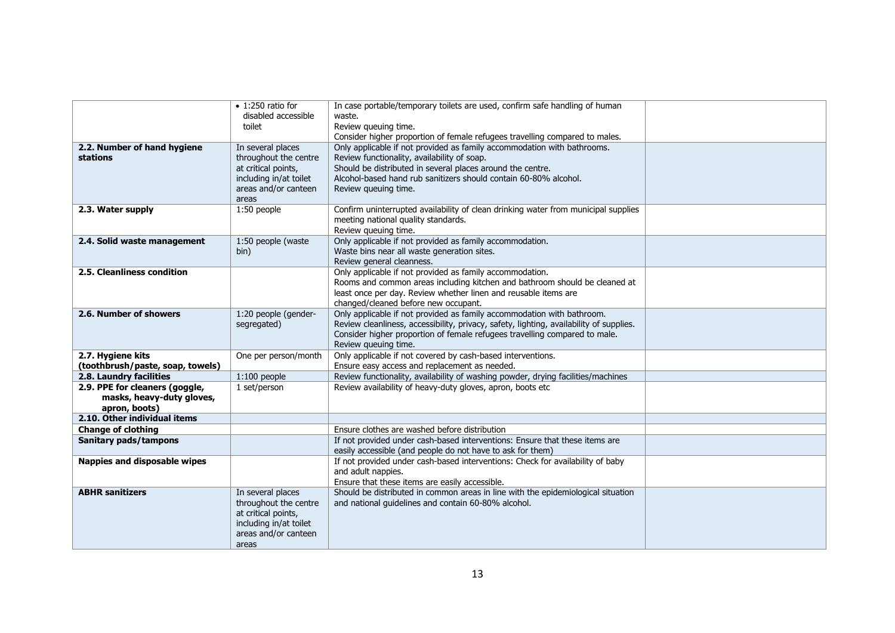| | | | |
|---|---|---|---|
| | • 1:250 ratio for disabled accessible toilet | In case portable/temporary toilets are used, confirm safe handling of human waste.<br>Review queuing time.<br>Consider higher proportion of female refugees travelling compared to males. | |
| **2.2. Number of hand hygiene stations** | In several places throughout the centre at critical points, including in/at toilet areas and/or canteen areas | Only applicable if not provided as family accommodation with bathrooms.<br>Review functionality, availability of soap.<br>Should be distributed in several places around the centre.<br>Alcohol-based hand rub sanitizers should contain 60-80% alcohol.<br>Review queuing time. | |
| **2.3. Water supply** | 1:50 people | Confirm uninterrupted availability of clean drinking water from municipal supplies meeting national quality standards.<br>Review queuing time. | |
| **2.4. Solid waste management** | 1:50 people (waste bin) | Only applicable if not provided as family accommodation.<br>Waste bins near all waste generation sites.<br>Review general cleanness. | |
| **2.5. Cleanliness condition** | | Only applicable if not provided as family accommodation.<br>Rooms and common areas including kitchen and bathroom should be cleaned at least once per day. Review whether linen and reusable items are changed/cleaned before new occupant. | |
| **2.6. Number of showers** | 1:20 people (gender-segregated) | Only applicable if not provided as family accommodation with bathroom.<br>Review cleanliness, accessibility, privacy, safety, lighting, availability of supplies.<br>Consider higher proportion of female refugees travelling compared to male.<br>Review queuing time. | |
| **2.7. Hygiene kits (toothbrush/paste, soap, towels)** | One per person/month | Only applicable if not covered by cash-based interventions.<br>Ensure easy access and replacement as needed. | |
| **2.8. Laundry facilities** | 1:100 people | Review functionality, availability of washing powder, drying facilities/machines | |
| **2.9. PPE for cleaners (goggle, masks, heavy-duty gloves, apron, boots)** | 1 set/person | Review availability of heavy-duty gloves, apron, boots etc | |
| **2.10. Other individual items** | | | |
| **Change of clothing** | | Ensure clothes are washed before distribution | |
| **Sanitary pads/tampons** | | If not provided under cash-based interventions: Ensure that these items are easily accessible (and people do not have to ask for them) | |
| **Nappies and disposable wipes** | | If not provided under cash-based interventions: Check for availability of baby and adult nappies.<br>Ensure that these items are easily accessible. | |
| **ABHR sanitizers** | In several places throughout the centre at critical points, including in/at toilet areas and/or canteen areas | Should be distributed in common areas in line with the epidemiological situation and national guidelines and contain 60-80% alcohol. | |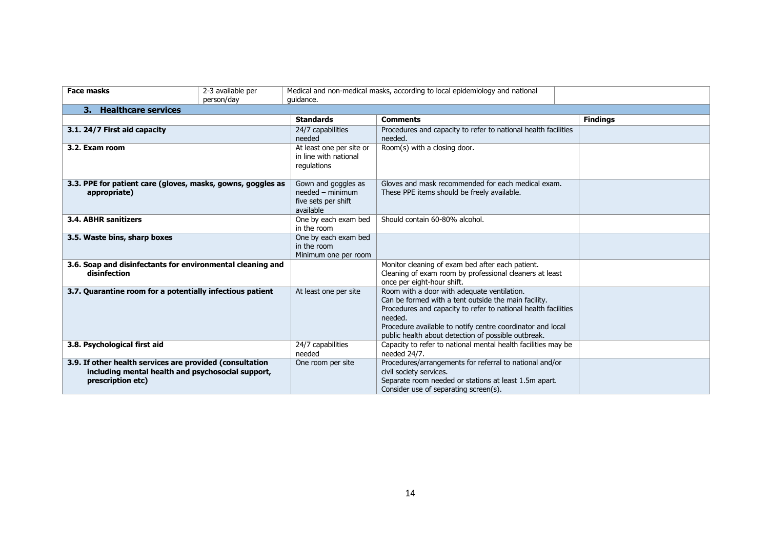| Face masks | 2-3 available per person/day | Medical and non-medical masks, according to local epidemiology and national guidance. | |
|---|---|---|---|

| **3. Healthcare services** | | | |
|---|---|---|---|
| | **Standards** | **Comments** | **Findings** |
| **3.1. 24/7 First aid capacity** | 24/7 capabilities needed | Procedures and capacity to refer to national health facilities needed. | |
| **3.2. Exam room** | At least one per site or in line with national regulations | Room(s) with a closing door. | |
| **3.3. PPE for patient care (gloves, masks, gowns, goggles as appropriate)** | Gown and goggles as needed – minimum five sets per shift available | Gloves and mask recommended for each medical exam. These PPE items should be freely available. | |
| **3.4. ABHR sanitizers** | One by each exam bed in the room | Should contain 60-80% alcohol. | |
| **3.5. Waste bins, sharp boxes** | One by each exam bed in the room<br>Minimum one per room | | |
| **3.6. Soap and disinfectants for environmental cleaning and disinfection** | | Monitor cleaning of exam bed after each patient.<br>Cleaning of exam room by professional cleaners at least once per eight-hour shift. | |
| **3.7. Quarantine room for a potentially infectious patient** | At least one per site | Room with a door with adequate ventilation.<br>Can be formed with a tent outside the main facility.<br>Procedures and capacity to refer to national health facilities needed.<br>Procedure available to notify centre coordinator and local public health about detection of possible outbreak. | |
| **3.8. Psychological first aid** | 24/7 capabilities needed | Capacity to refer to national mental health facilities may be needed 24/7. | |
| **3.9. If other health services are provided (consultation including mental health and psychosocial support, prescription etc)** | One room per site | Procedures/arrangements for referral to national and/or civil society services.<br>Separate room needed or stations at least 1.5m apart.<br>Consider use of separating screen(s). | |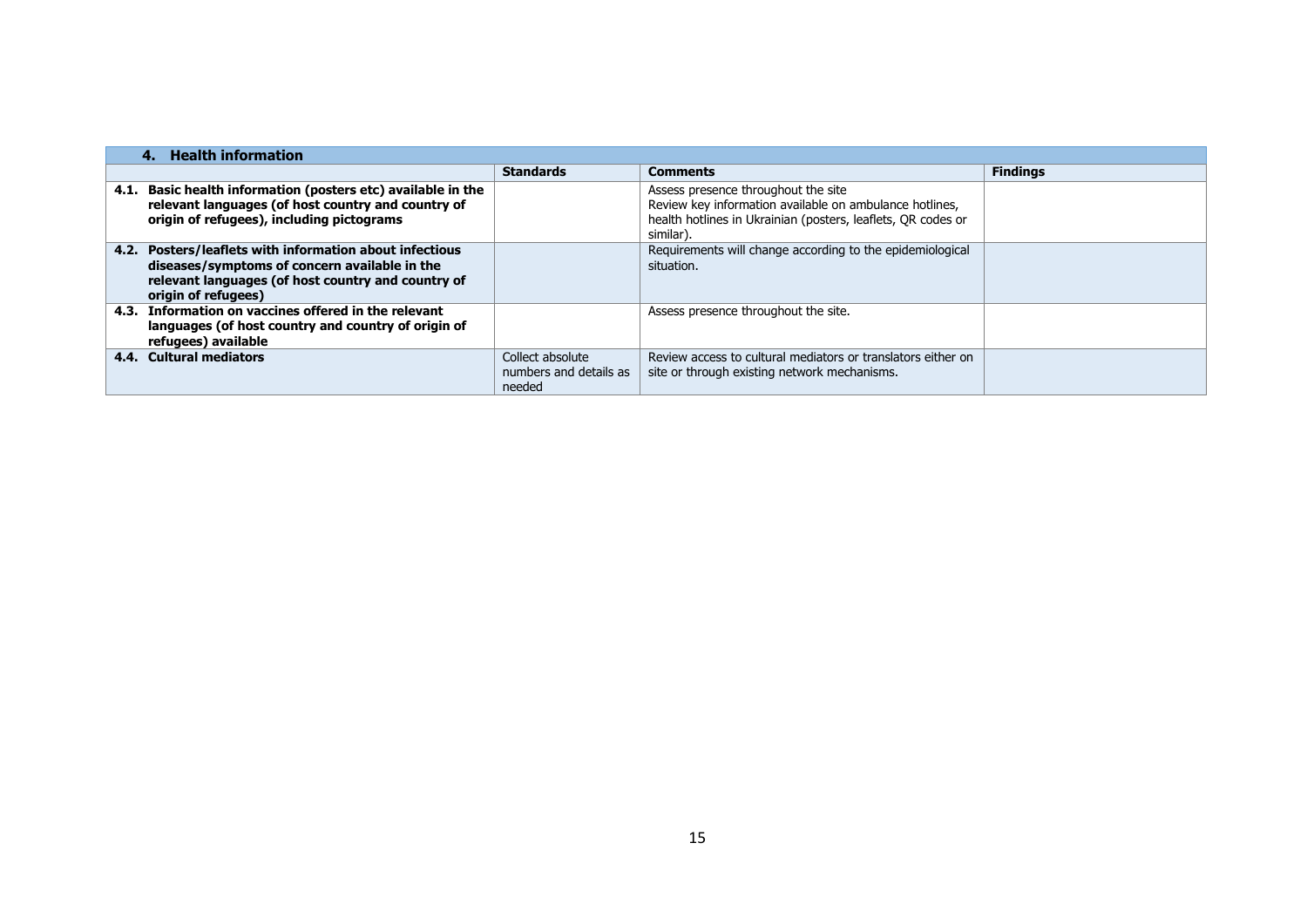| 4. Health information | | | |
|---|---|---|---|
| | **Standards** | **Comments** | **Findings** |
| **4.1. Basic health information (posters etc) available in the relevant languages (of host country and country of origin of refugees), including pictograms** | | Assess presence throughout the site<br>Review key information available on ambulance hotlines, health hotlines in Ukrainian (posters, leaflets, QR codes or similar). | |
| **4.2. Posters/leaflets with information about infectious diseases/symptoms of concern available in the relevant languages (of host country and country of origin of refugees)** | | Requirements will change according to the epidemiological situation. | |
| **4.3. Information on vaccines offered in the relevant languages (of host country and country of origin of refugees) available** | | Assess presence throughout the site. | |
| **4.4. Cultural mediators** | Collect absolute numbers and details as needed | Review access to cultural mediators or translators either on site or through existing network mechanisms. | |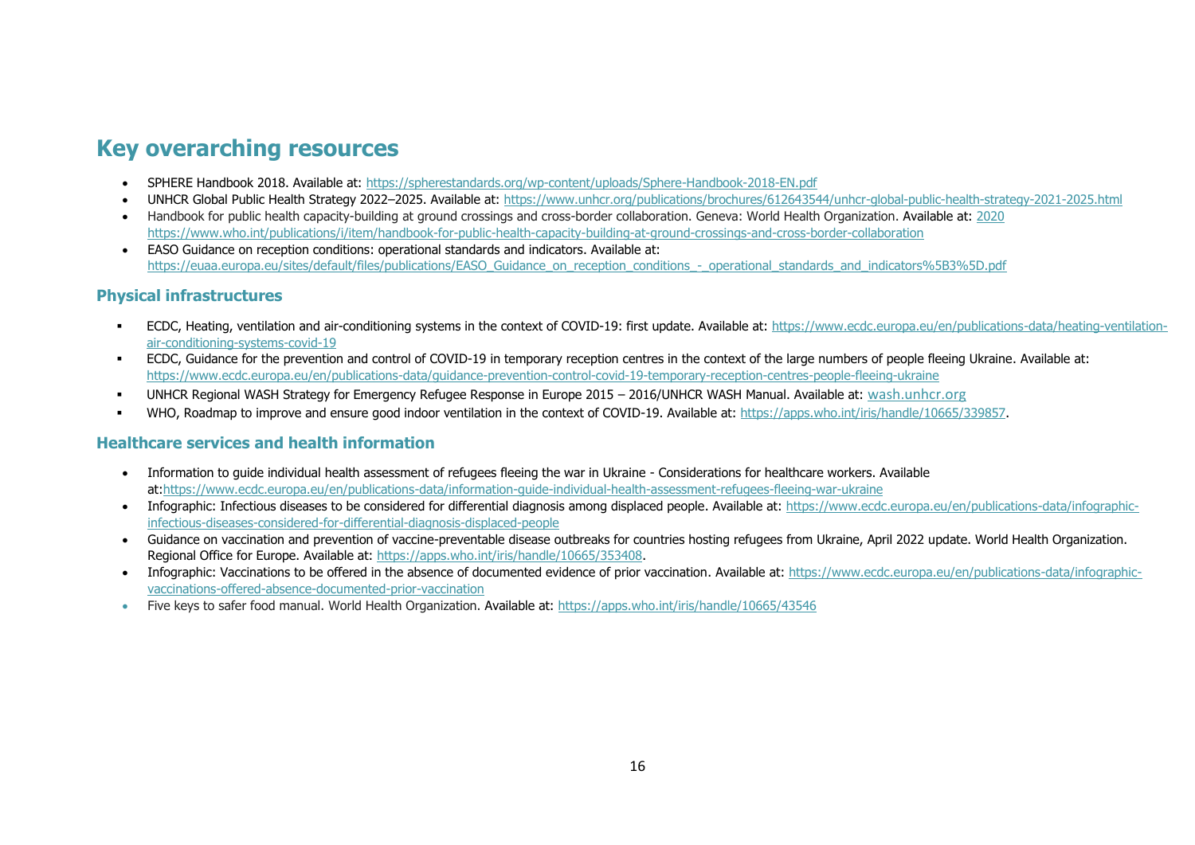# Key overarching resources

- SPHERE Handbook 2018. Available at: https://spherestandards.org/wp-content/uploads/Sphere-Handbook-2018-EN.pdf
- UNHCR Global Public Health Strategy 2022–2025. Available at: https://www.unhcr.org/publications/brochures/612643544/unhcr-global-public-health-strategy-2021-2025.html
- Handbook for public health capacity-building at ground crossings and cross-border collaboration. Geneva: World Health Organization. Available at: 2020 https://www.who.int/publications/i/item/handbook-for-public-health-capacity-building-at-ground-crossings-and-cross-border-collaboration
- EASO Guidance on reception conditions: operational standards and indicators. Available at: https://euaa.europa.eu/sites/default/files/publications/EASO_Guidance_on_reception_conditions_-_operational_standards_and_indicators%5B3%5D.pdf

## Physical infrastructures

- ECDC, Heating, ventilation and air-conditioning systems in the context of COVID-19: first update. Available at: https://www.ecdc.europa.eu/en/publications-data/heating-ventilation-air-conditioning-systems-covid-19
- ECDC, Guidance for the prevention and control of COVID-19 in temporary reception centres in the context of the large numbers of people fleeing Ukraine. Available at: https://www.ecdc.europa.eu/en/publications-data/guidance-prevention-control-covid-19-temporary-reception-centres-people-fleeing-ukraine
- UNHCR Regional WASH Strategy for Emergency Refugee Response in Europe 2015 – 2016/UNHCR WASH Manual. Available at: wash.unhcr.org
- WHO, Roadmap to improve and ensure good indoor ventilation in the context of COVID-19. Available at: https://apps.who.int/iris/handle/10665/339857.

## Healthcare services and health information

- Information to guide individual health assessment of refugees fleeing the war in Ukraine - Considerations for healthcare workers. Available at:https://www.ecdc.europa.eu/en/publications-data/information-guide-individual-health-assessment-refugees-fleeing-war-ukraine
- Infographic: Infectious diseases to be considered for differential diagnosis among displaced people. Available at: https://www.ecdc.europa.eu/en/publications-data/infographic-infectious-diseases-considered-for-differential-diagnosis-displaced-people
- Guidance on vaccination and prevention of vaccine-preventable disease outbreaks for countries hosting refugees from Ukraine, April 2022 update. World Health Organization. Regional Office for Europe. Available at: https://apps.who.int/iris/handle/10665/353408.
- Infographic: Vaccinations to be offered in the absence of documented evidence of prior vaccination. Available at: https://www.ecdc.europa.eu/en/publications-data/infographic-vaccinations-offered-absence-documented-prior-vaccination
- Five keys to safer food manual. World Health Organization. Available at: https://apps.who.int/iris/handle/10665/43546